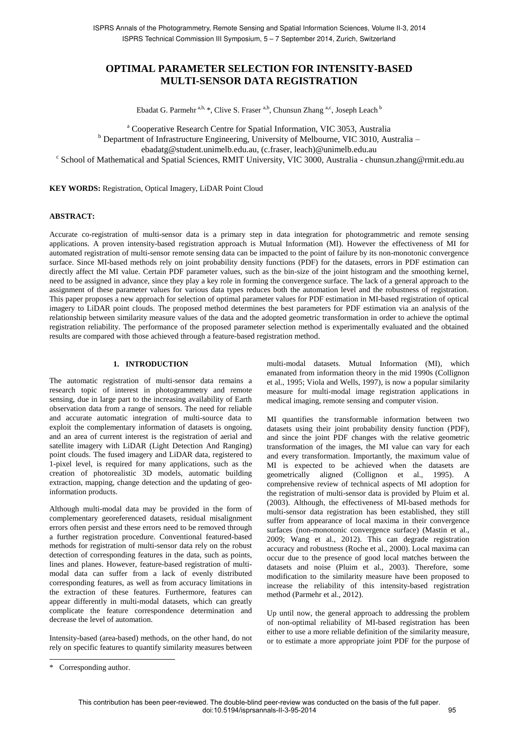# OPTIMAL PARAMETER SELECTION FOR INTENSITY-BASED MULTI-SENSOR DATA REGISTRATION

Ebadat G. Parmehr [a,b,]*, Clive S. Fraser [a,b], Chunsun Zhang [a,c], Joseph Leach [b]

[a] Cooperative Research Centre for Spatial Information, VIC 3053, Australia
[b] Department of Infrastructure Engineering, University of Melbourne, VIC 3010, Australia – ebadatg@student.unimelb.edu.au, (c.fraser, leach)@unimelb.edu.au
[c] School of Mathematical and Spatial Sciences, RMIT University, VIC 3000, Australia - chunsun.zhang@rmit.edu.au

**KEY WORDS:** Registration, Optical Imagery, LiDAR Point Cloud

**ABSTRACT:**

Accurate co-registration of multi-sensor data is a primary step in data integration for photogrammetric and remote sensing applications. A proven intensity-based registration approach is Mutual Information (MI). However the effectiveness of MI for automated registration of multi-sensor remote sensing data can be impacted to the point of failure by its non-monotonic convergence surface. Since MI-based methods rely on joint probability density functions (PDF) for the datasets, errors in PDF estimation can directly affect the MI value. Certain PDF parameter values, such as the bin-size of the joint histogram and the smoothing kernel, need to be assigned in advance, since they play a key role in forming the convergence surface. The lack of a general approach to the assignment of these parameter values for various data types reduces both the automation level and the robustness of registration. This paper proposes a new approach for selection of optimal parameter values for PDF estimation in MI-based registration of optical imagery to LiDAR point clouds. The proposed method determines the best parameters for PDF estimation via an analysis of the relationship between similarity measure values of the data and the adopted geometric transformation in order to achieve the optimal registration reliability. The performance of the proposed parameter selection method is experimentally evaluated and the obtained results are compared with those achieved through a feature-based registration method.

## 1. INTRODUCTION

The automatic registration of multi-sensor data remains a research topic of interest in photogrammetry and remote sensing, due in large part to the increasing availability of Earth observation data from a range of sensors. The need for reliable and accurate automatic integration of multi-source data to exploit the complementary information of datasets is ongoing, and an area of current interest is the registration of aerial and satellite imagery with LiDAR (Light Detection And Ranging) point clouds. The fused imagery and LiDAR data, registered to 1-pixel level, is required for many applications, such as the creation of photorealistic 3D models, automatic building extraction, mapping, change detection and the updating of geo-information products.

Although multi-modal data may be provided in the form of complementary georeferenced datasets, residual misalignment errors often persist and these errors need to be removed through a further registration procedure. Conventional featured-based methods for registration of multi-sensor data rely on the robust detection of corresponding features in the data, such as points, lines and planes. However, feature-based registration of multi-modal data can suffer from a lack of evenly distributed corresponding features, as well as from accuracy limitations in the extraction of these features. Furthermore, features can appear differently in multi-modal datasets, which can greatly complicate the feature correspondence determination and decrease the level of automation.

Intensity-based (area-based) methods, on the other hand, do not rely on specific features to quantify similarity measures between multi-modal datasets. Mutual Information (MI), which emanated from information theory in the mid 1990s (Collignon et al., 1995; Viola and Wells, 1997), is now a popular similarity measure for multi-modal image registration applications in medical imaging, remote sensing and computer vision.

MI quantifies the transformable information between two datasets using their joint probability density function (PDF), and since the joint PDF changes with the relative geometric transformation of the images, the MI value can vary for each and every transformation. Importantly, the maximum value of MI is expected to be achieved when the datasets are geometrically aligned (Collignon et al., 1995). A comprehensive review of technical aspects of MI adoption for the registration of multi-sensor data is provided by Pluim et al. (2003). Although, the effectiveness of MI-based methods for multi-sensor data registration has been established, they still suffer from appearance of local maxima in their convergence surfaces (non-monotonic convergence surface) (Mastin et al., 2009; Wang et al., 2012). This can degrade registration accuracy and robustness (Roche et al., 2000). Local maxima can occur due to the presence of good local matches between the datasets and noise (Pluim et al., 2003). Therefore, some modification to the similarity measure have been proposed to increase the reliability of this intensity-based registration method (Parmehr et al., 2012).

Up until now, the general approach to addressing the problem of non-optimal reliability of MI-based registration has been either to use a more reliable definition of the similarity measure, or to estimate a more appropriate joint PDF for the purpose of

\* Corresponding author.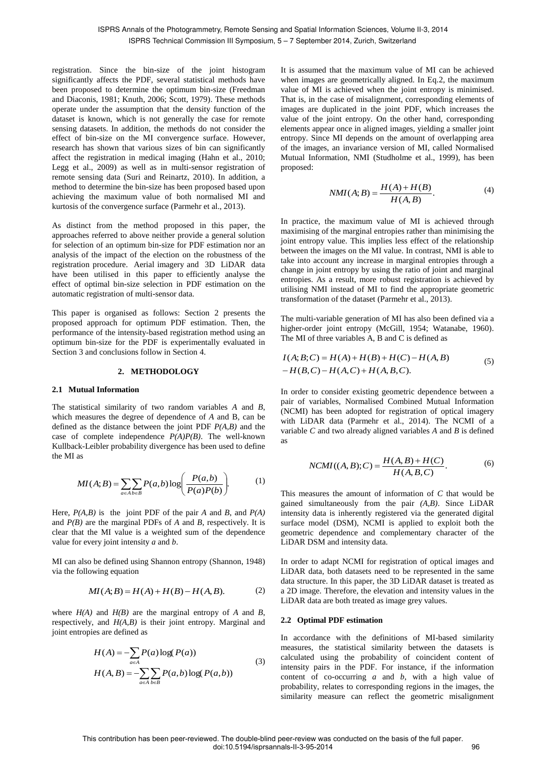registration. Since the bin-size of the joint histogram significantly affects the PDF, several statistical methods have been proposed to determine the optimum bin-size (Freedman and Diaconis, 1981; Knuth, 2006; Scott, 1979). These methods operate under the assumption that the density function of the dataset is known, which is not generally the case for remote sensing datasets. In addition, the methods do not consider the effect of bin-size on the MI convergence surface. However, research has shown that various sizes of bin can significantly affect the registration in medical imaging (Hahn et al., 2010; Legg et al., 2009) as well as in multi-sensor registration of remote sensing data (Suri and Reinartz, 2010). In addition, a method to determine the bin-size has been proposed based upon achieving the maximum value of both normalised MI and kurtosis of the convergence surface (Parmehr et al., 2013).

As distinct from the method proposed in this paper, the approaches referred to above neither provide a general solution for selection of an optimum bin-size for PDF estimation nor an analysis of the impact of the election on the robustness of the registration procedure. Aerial imagery and 3D LiDAR data have been utilised in this paper to efficiently analyse the effect of optimal bin-size selection in PDF estimation on the automatic registration of multi-sensor data.

This paper is organised as follows: Section 2 presents the proposed approach for optimum PDF estimation. Then, the performance of the intensity-based registration method using an optimum bin-size for the PDF is experimentally evaluated in Section 3 and conclusions follow in Section 4.

## 2. METHODOLOGY

### 2.1 Mutual Information

The statistical similarity of two random variables *A* and *B*, which measures the degree of dependence of *A* and B, can be defined as the distance between the joint PDF $P(A,B)$ and the case of complete independence $P(A)P(B)$. The well-known Kullback-Leibler probability divergence has been used to define the MI as

$$MI(A;B) = \sum_{a \in A}\sum_{b \in B} P(a,b)\log\left(\frac{P(a,b)}{P(a)P(b)}\right). \tag{1}$$

Here, $P(A,B)$ is the joint PDF of the pair *A* and *B*, and $P(A)$ and $P(B)$ are the marginal PDFs of *A* and *B*, respectively. It is clear that the MI value is a weighted sum of the dependence value for every joint intensity *a* and *b*.

MI can also be defined using Shannon entropy (Shannon, 1948) via the following equation

$$MI(A;B) = H(A) + H(B) - H(A,B). \tag{2}$$

where $H(A)$ and $H(B)$ are the marginal entropy of *A* and *B*, respectively, and $H(A,B)$ is their joint entropy. Marginal and joint entropies are defined as

$$\begin{aligned} H(A) &= -\sum_{a \in A} P(a)\log(P(a)) \\ H(A,B) &= -\sum_{a \in A}\sum_{b \in B} P(a,b)\log(P(a,b)) \end{aligned} \tag{3}$$

It is assumed that the maximum value of MI can be achieved when images are geometrically aligned. In Eq.2, the maximum value of MI is achieved when the joint entropy is minimised. That is, in the case of misalignment, corresponding elements of images are duplicated in the joint PDF, which increases the value of the joint entropy. On the other hand, corresponding elements appear once in aligned images, yielding a smaller joint entropy. Since MI depends on the amount of overlapping area of the images, an invariance version of MI, called Normalised Mutual Information, NMI (Studholme et al., 1999), has been proposed:

$$NMI(A;B) = \frac{H(A) + H(B)}{H(A,B)}. \tag{4}$$

In practice, the maximum value of MI is achieved through maximising of the marginal entropies rather than minimising the joint entropy value. This implies less effect of the relationship between the images on the MI value. In contrast, NMI is able to take into account any increase in marginal entropies through a change in joint entropy by using the ratio of joint and marginal entropies. As a result, more robust registration is achieved by utilising NMI instead of MI to find the appropriate geometric transformation of the dataset (Parmehr et al., 2013).

The multi-variable generation of MI has also been defined via a higher-order joint entropy (McGill, 1954; Watanabe, 1960). The MI of three variables A, B and C is defined as

$$\begin{aligned} I(A;B;C) &= H(A) + H(B) + H(C) - H(A,B) \\ &- H(B,C) - H(A,C) + H(A,B,C). \end{aligned} \tag{5}$$

In order to consider existing geometric dependence between a pair of variables, Normalised Combined Mutual Information (NCMI) has been adopted for registration of optical imagery with LiDAR data (Parmehr et al., 2014). The NCMI of a variable *C* and two already aligned variables *A* and *B* is defined as

$$NCMI((A,B);C) = \frac{H(A,B) + H(C)}{H(A,B,C)}. \tag{6}$$

This measures the amount of information of *C* that would be gained simultaneously from the pair *(A,B)*. Since LiDAR intensity data is inherently registered via the generated digital surface model (DSM), NCMI is applied to exploit both the geometric dependence and complementary character of the LiDAR DSM and intensity data.

In order to adapt NCMI for registration of optical images and LiDAR data, both datasets need to be represented in the same data structure. In this paper, the 3D LiDAR dataset is treated as a 2D image. Therefore, the elevation and intensity values in the LiDAR data are both treated as image grey values.

### 2.2 Optimal PDF estimation

In accordance with the definitions of MI-based similarity measures, the statistical similarity between the datasets is calculated using the probability of coincident content of intensity pairs in the PDF. For instance, if the information content of co-occurring *a* and *b*, with a high value of probability, relates to corresponding regions in the images, the similarity measure can reflect the geometric misalignment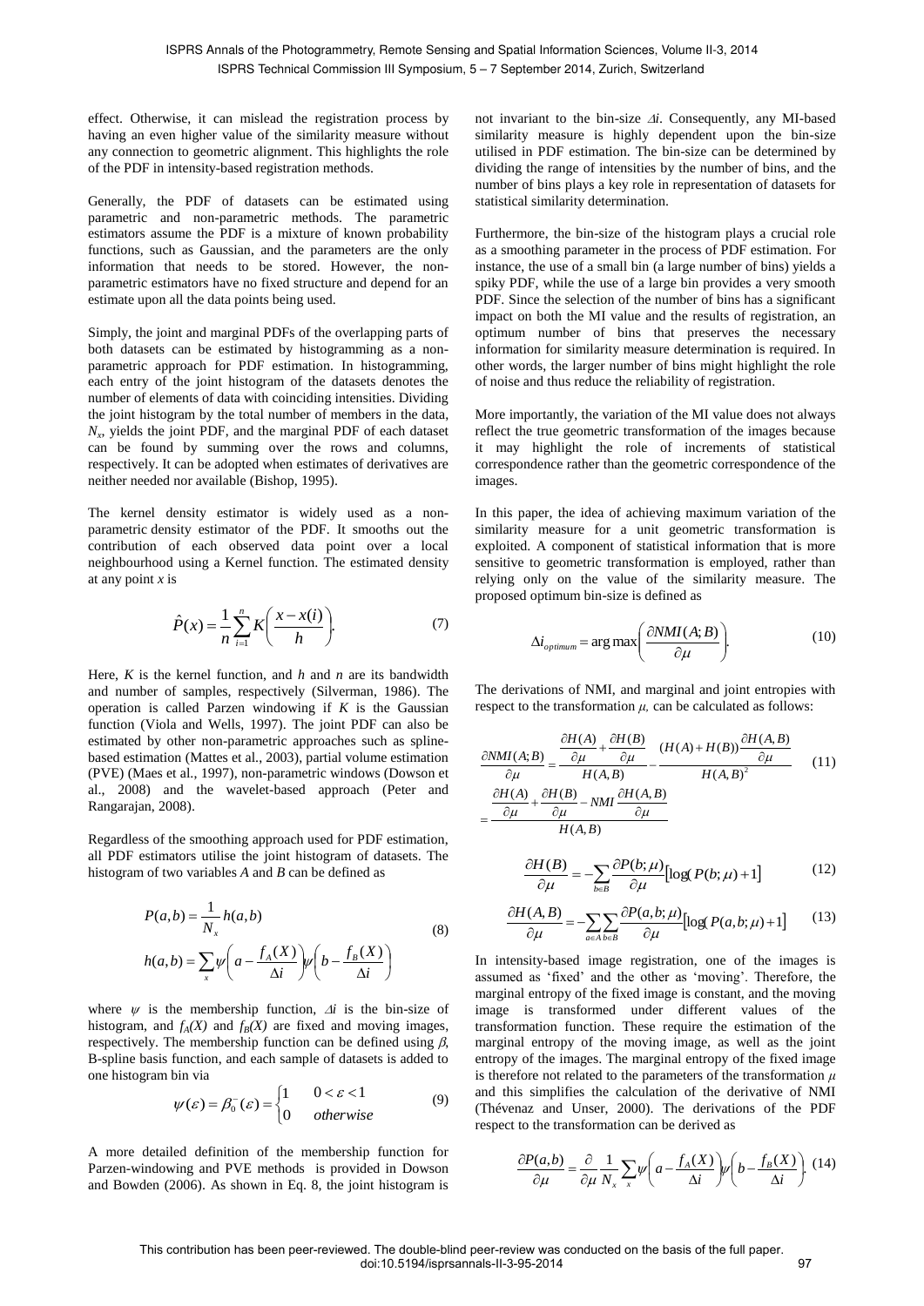effect. Otherwise, it can mislead the registration process by having an even higher value of the similarity measure without any connection to geometric alignment. This highlights the role of the PDF in intensity-based registration methods.

Generally, the PDF of datasets can be estimated using parametric and non-parametric methods. The parametric estimators assume the PDF is a mixture of known probability functions, such as Gaussian, and the parameters are the only information that needs to be stored. However, the non-parametric estimators have no fixed structure and depend for an estimate upon all the data points being used.

Simply, the joint and marginal PDFs of the overlapping parts of both datasets can be estimated by histogramming as a non-parametric approach for PDF estimation. In histogramming, each entry of the joint histogram of the datasets denotes the number of elements of data with coinciding intensities. Dividing the joint histogram by the total number of members in the data, $N_x$, yields the joint PDF, and the marginal PDF of each dataset can be found by summing over the rows and columns, respectively. It can be adopted when estimates of derivatives are neither needed nor available (Bishop, 1995).

The kernel density estimator is widely used as a non-parametric density estimator of the PDF. It smooths out the contribution of each observed data point over a local neighbourhood using a Kernel function. The estimated density at any point $x$ is

$$\hat{P}(x) = \frac{1}{n}\sum_{i=1}^{n} K\left(\frac{x - x(i)}{h}\right). \tag{7}$$

Here, $K$ is the kernel function, and $h$ and $n$ are its bandwidth and number of samples, respectively (Silverman, 1986). The operation is called Parzen windowing if $K$ is the Gaussian function (Viola and Wells, 1997). The joint PDF can also be estimated by other non-parametric approaches such as spline-based estimation (Mattes et al., 2003), partial volume estimation (PVE) (Maes et al., 1997), non-parametric windows (Dowson et al., 2008) and the wavelet-based approach (Peter and Rangarajan, 2008).

Regardless of the smoothing approach used for PDF estimation, all PDF estimators utilise the joint histogram of datasets. The histogram of two variables $A$ and $B$ can be defined as

$$P(a,b) = \frac{1}{N_x} h(a,b)$$
$$h(a,b) = \sum_x \psi\left(a - \frac{f_A(X)}{\Delta i}\right)\psi\left(b - \frac{f_B(X)}{\Delta i}\right) \tag{8}$$

where $\psi$ is the membership function, $\Delta i$ is the bin-size of histogram, and $f_A(X)$ and $f_B(X)$ are fixed and moving images, respectively. The membership function can be defined using $\beta$, B-spline basis function, and each sample of datasets is added to one histogram bin via

$$\psi(\varepsilon) = \beta_0^-(\varepsilon) = \begin{cases} 1 & 0 < \varepsilon < 1 \\ 0 & otherwise \end{cases} \tag{9}$$

A more detailed definition of the membership function for Parzen-windowing and PVE methods is provided in Dowson and Bowden (2006). As shown in Eq. 8, the joint histogram is not invariant to the bin-size $\Delta i$. Consequently, any MI-based similarity measure is highly dependent upon the bin-size utilised in PDF estimation. The bin-size can be determined by dividing the range of intensities by the number of bins, and the number of bins plays a key role in representation of datasets for statistical similarity determination.

Furthermore, the bin-size of the histogram plays a crucial role as a smoothing parameter in the process of PDF estimation. For instance, the use of a small bin (a large number of bins) yields a spiky PDF, while the use of a large bin provides a very smooth PDF. Since the selection of the number of bins has a significant impact on both the MI value and the results of registration, an optimum number of bins that preserves the necessary information for similarity measure determination is required. In other words, the larger number of bins might highlight the role of noise and thus reduce the reliability of registration.

More importantly, the variation of the MI value does not always reflect the true geometric transformation of the images because it may highlight the role of increments of statistical correspondence rather than the geometric correspondence of the images.

In this paper, the idea of achieving maximum variation of the similarity measure for a unit geometric transformation is exploited. A component of statistical information that is more sensitive to geometric transformation is employed, rather than relying only on the value of the similarity measure. The proposed optimum bin-size is defined as

$$\Delta i_{optimum} = \arg\max\left(\frac{\partial NMI(A;B)}{\partial \mu}\right). \tag{10}$$

The derivations of NMI, and marginal and joint entropies with respect to the transformation $\mu$, can be calculated as follows:

$$\frac{\partial NMI(A;B)}{\partial \mu} = \frac{\frac{\partial H(A)}{\partial \mu} + \frac{\partial H(B)}{\partial \mu}}{H(A,B)} - \frac{(H(A)+H(B))\frac{\partial H(A,B)}{\partial \mu}}{H(A,B)^2}$$
$$= \frac{\frac{\partial H(A)}{\partial \mu} + \frac{\partial H(B)}{\partial \mu} - NMI\frac{\partial H(A,B)}{\partial \mu}}{H(A,B)} \tag{11}$$

$$\frac{\partial H(B)}{\partial \mu} = -\sum_{b \in B} \frac{\partial P(b;\mu)}{\partial \mu}\left[\log(P(b;\mu) + 1\right] \tag{12}$$

$$\frac{\partial H(A,B)}{\partial \mu} = -\sum_{a \in A}\sum_{b \in B} \frac{\partial P(a,b;\mu)}{\partial \mu}\left[\log(P(a,b;\mu) + 1\right] \tag{13}$$

In intensity-based image registration, one of the images is assumed as 'fixed' and the other as 'moving'. Therefore, the marginal entropy of the fixed image is constant, and the moving image is transformed under different values of the transformation function. These require the estimation of the marginal entropy of the moving image, as well as the joint entropy of the images. The marginal entropy of the fixed image is therefore not related to the parameters of the transformation $\mu$ and this simplifies the calculation of the derivative of NMI (Thévenaz and Unser, 2000). The derivations of the PDF respect to the transformation can be derived as

$$\frac{\partial P(a,b)}{\partial \mu} = \frac{\partial}{\partial \mu}\frac{1}{N_x}\sum_x \psi\left(a - \frac{f_A(X)}{\Delta i}\right)\psi\left(b - \frac{f_B(X)}{\Delta i}\right). \tag{14}$$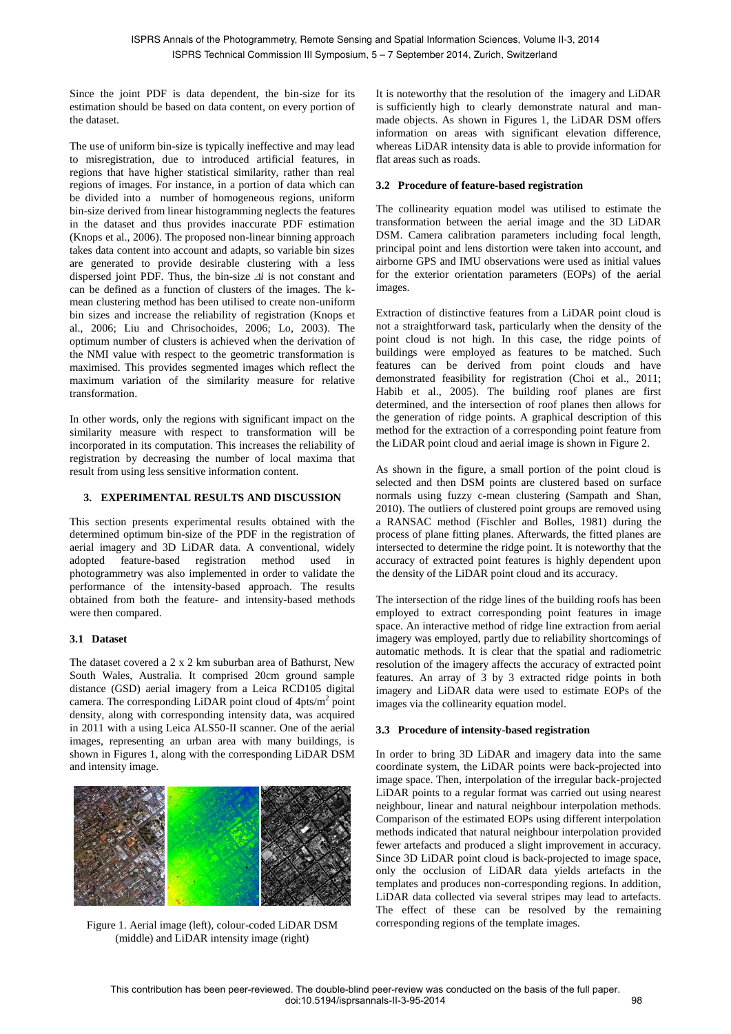Since the joint PDF is data dependent, the bin-size for its estimation should be based on data content, on every portion of the dataset.

The use of uniform bin-size is typically ineffective and may lead to misregistration, due to introduced artificial features, in regions that have higher statistical similarity, rather than real regions of images. For instance, in a portion of data which can be divided into a number of homogeneous regions, uniform bin-size derived from linear histogramming neglects the features in the dataset and thus provides inaccurate PDF estimation (Knops et al., 2006). The proposed non-linear binning approach takes data content into account and adapts, so variable bin sizes are generated to provide desirable clustering with a less dispersed joint PDF. Thus, the bin-size $\Delta i$ is not constant and can be defined as a function of clusters of the images. The k-mean clustering method has been utilised to create non-uniform bin sizes and increase the reliability of registration (Knops et al., 2006; Liu and Chrisochoides, 2006; Lo, 2003). The optimum number of clusters is achieved when the derivation of the NMI value with respect to the geometric transformation is maximised. This provides segmented images which reflect the maximum variation of the similarity measure for relative transformation.

In other words, only the regions with significant impact on the similarity measure with respect to transformation will be incorporated in its computation. This increases the reliability of registration by decreasing the number of local maxima that result from using less sensitive information content.

## 3. EXPERIMENTAL RESULTS AND DISCUSSION

This section presents experimental results obtained with the determined optimum bin-size of the PDF in the registration of aerial imagery and 3D LiDAR data. A conventional, widely adopted feature-based registration method used in photogrammetry was also implemented in order to validate the performance of the intensity-based approach. The results obtained from both the feature- and intensity-based methods were then compared.

### 3.1 Dataset

The dataset covered a 2 x 2 km suburban area of Bathurst, New South Wales, Australia. It comprised 20cm ground sample distance (GSD) aerial imagery from a Leica RCD105 digital camera. The corresponding LiDAR point cloud of 4pts/m$^2$ point density, along with corresponding intensity data, was acquired in 2011 with a using Leica ALS50-II scanner. One of the aerial images, representing an urban area with many buildings, is shown in Figures 1, along with the corresponding LiDAR DSM and intensity image.

Figure 1. Aerial image (left), colour-coded LiDAR DSM (middle) and LiDAR intensity image (right)

It is noteworthy that the resolution of the imagery and LiDAR is sufficiently high to clearly demonstrate natural and man-made objects. As shown in Figures 1, the LiDAR DSM offers information on areas with significant elevation difference, whereas LiDAR intensity data is able to provide information for flat areas such as roads.

### 3.2 Procedure of feature-based registration

The collinearity equation model was utilised to estimate the transformation between the aerial image and the 3D LiDAR DSM. Camera calibration parameters including focal length, principal point and lens distortion were taken into account, and airborne GPS and IMU observations were used as initial values for the exterior orientation parameters (EOPs) of the aerial images.

Extraction of distinctive features from a LiDAR point cloud is not a straightforward task, particularly when the density of the point cloud is not high. In this case, the ridge points of buildings were employed as features to be matched. Such features can be derived from point clouds and have demonstrated feasibility for registration (Choi et al., 2011; Habib et al., 2005). The building roof planes are first determined, and the intersection of roof planes then allows for the generation of ridge points. A graphical description of this method for the extraction of a corresponding point feature from the LiDAR point cloud and aerial image is shown in Figure 2.

As shown in the figure, a small portion of the point cloud is selected and then DSM points are clustered based on surface normals using fuzzy c-mean clustering (Sampath and Shan, 2010). The outliers of clustered point groups are removed using a RANSAC method (Fischler and Bolles, 1981) during the process of plane fitting planes. Afterwards, the fitted planes are intersected to determine the ridge point. It is noteworthy that the accuracy of extracted point features is highly dependent upon the density of the LiDAR point cloud and its accuracy.

The intersection of the ridge lines of the building roofs has been employed to extract corresponding point features in image space. An interactive method of ridge line extraction from aerial imagery was employed, partly due to reliability shortcomings of automatic methods. It is clear that the spatial and radiometric resolution of the imagery affects the accuracy of extracted point features. An array of 3 by 3 extracted ridge points in both imagery and LiDAR data were used to estimate EOPs of the images via the collinearity equation model.

### 3.3 Procedure of intensity-based registration

In order to bring 3D LiDAR and imagery data into the same coordinate system, the LiDAR points were back-projected into image space. Then, interpolation of the irregular back-projected LiDAR points to a regular format was carried out using nearest neighbour, linear and natural neighbour interpolation methods. Comparison of the estimated EOPs using different interpolation methods indicated that natural neighbour interpolation provided fewer artefacts and produced a slight improvement in accuracy. Since 3D LiDAR point cloud is back-projected to image space, only the occlusion of LiDAR data yields artefacts in the templates and produces non-corresponding regions. In addition, LiDAR data collected via several stripes may lead to artefacts. The effect of these can be resolved by the remaining corresponding regions of the template images.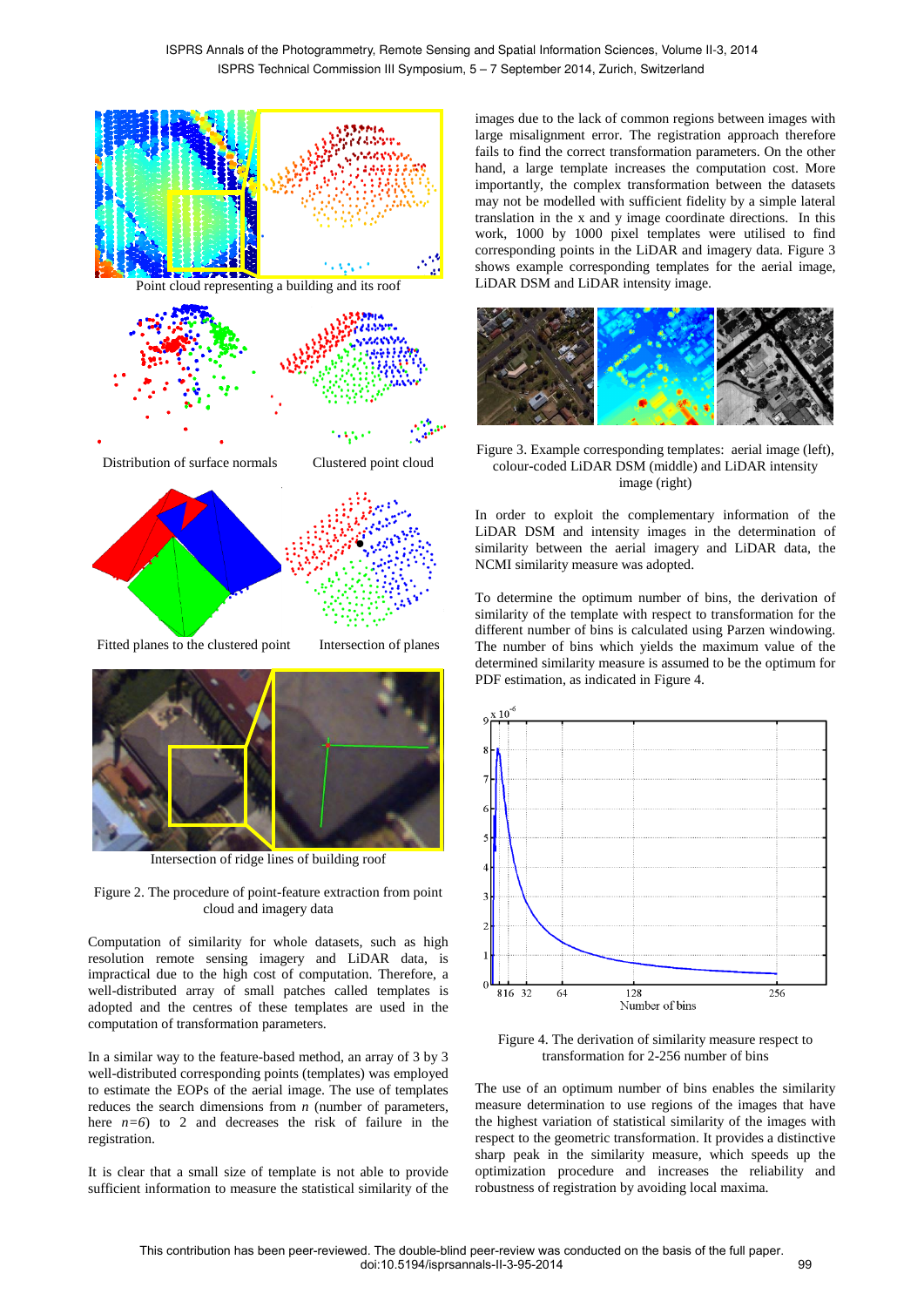Point cloud representing a building and its roof

Distribution of surface normals

Clustered point cloud

Fitted planes to the clustered point

Intersection of planes

Intersection of ridge lines of building roof

Figure 2. The procedure of point-feature extraction from point cloud and imagery data

Computation of similarity for whole datasets, such as high resolution remote sensing imagery and LiDAR data, is impractical due to the high cost of computation. Therefore, a well-distributed array of small patches called templates is adopted and the centres of these templates are used in the computation of transformation parameters.

In a similar way to the feature-based method, an array of 3 by 3 well-distributed corresponding points (templates) was employed to estimate the EOPs of the aerial image. The use of templates reduces the search dimensions from $n$ (number of parameters, here $n$=6) to 2 and decreases the risk of failure in the registration.

It is clear that a small size of template is not able to provide sufficient information to measure the statistical similarity of the images due to the lack of common regions between images with large misalignment error. The registration approach therefore fails to find the correct transformation parameters. On the other hand, a large template increases the computation cost. More importantly, the complex transformation between the datasets may not be modelled with sufficient fidelity by a simple lateral translation in the x and y image coordinate directions. In this work, 1000 by 1000 pixel templates were utilised to find corresponding points in the LiDAR and imagery data. Figure 3 shows example corresponding templates for the aerial image, LiDAR DSM and LiDAR intensity image.

Figure 3. Example corresponding templates: aerial image (left), colour-coded LiDAR DSM (middle) and LiDAR intensity image (right)

In order to exploit the complementary information of the LiDAR DSM and intensity images in the determination of similarity between the aerial imagery and LiDAR data, the NCMI similarity measure was adopted.

To determine the optimum number of bins, the derivation of similarity of the template with respect to transformation for the different number of bins is calculated using Parzen windowing. The number of bins which yields the maximum value of the determined similarity measure is assumed to be the optimum for PDF estimation, as indicated in Figure 4.

Figure 4. The derivation of similarity measure respect to transformation for 2-256 number of bins

The use of an optimum number of bins enables the similarity measure determination to use regions of the images that have the highest variation of statistical similarity of the images with respect to the geometric transformation. It provides a distinctive sharp peak in the similarity measure, which speeds up the optimization procedure and increases the reliability and robustness of registration by avoiding local maxima.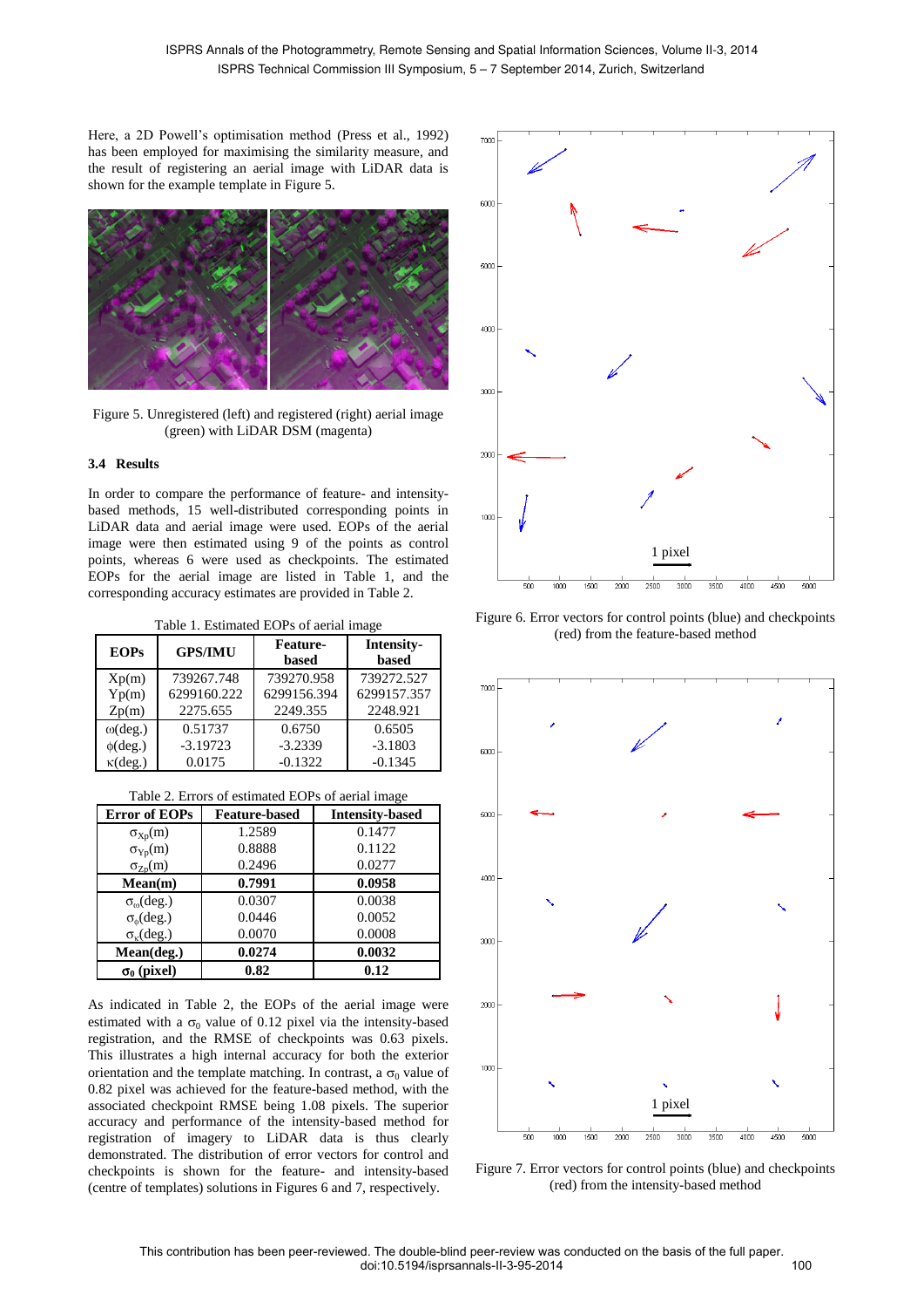Here, a 2D Powell's optimisation method (Press et al., 1992) has been employed for maximising the similarity measure, and the result of registering an aerial image with LiDAR data is shown for the example template in Figure 5.

Figure 5. Unregistered (left) and registered (right) aerial image (green) with LiDAR DSM (magenta)

### 3.4 Results

In order to compare the performance of feature- and intensity-based methods, 15 well-distributed corresponding points in LiDAR data and aerial image were used. EOPs of the aerial image were then estimated using 9 of the points as control points, whereas 6 were used as checkpoints. The estimated EOPs for the aerial image are listed in Table 1, and the corresponding accuracy estimates are provided in Table 2.

Table 1. Estimated EOPs of aerial image

| EOPs | GPS/IMU | Feature-based | Intensity-based |
|---|---|---|---|
| Xp(m) | 739267.748 | 739270.958 | 739272.527 |
| Yp(m) | 6299160.222 | 6299156.394 | 6299157.357 |
| Zp(m) | 2275.655 | 2249.355 | 2248.921 |
| ω(deg.) | 0.51737 | 0.6750 | 0.6505 |
| φ(deg.) | -3.19723 | -3.2339 | -3.1803 |
| κ(deg.) | 0.0175 | -0.1322 | -0.1345 |

Table 2. Errors of estimated EOPs of aerial image

| Error of EOPs | Feature-based | Intensity-based |
|---|---|---|
| $\sigma_{X_P}$(m) | 1.2589 | 0.1477 |
| $\sigma_{Y_P}$(m) | 0.8888 | 0.1122 |
| $\sigma_{Z_P}$(m) | 0.2496 | 0.0277 |
| **Mean(m)** | **0.7991** | **0.0958** |
| $\sigma_{\omega}$(deg.) | 0.0307 | 0.0038 |
| $\sigma_{\phi}$(deg.) | 0.0446 | 0.0052 |
| $\sigma_{\kappa}$(deg.) | 0.0070 | 0.0008 |
| **Mean(deg.)** | **0.0274** | **0.0032** |
| **$\sigma_0$ (pixel)** | **0.82** | **0.12** |

As indicated in Table 2, the EOPs of the aerial image were estimated with a $\sigma_0$ value of 0.12 pixel via the intensity-based registration, and the RMSE of checkpoints was 0.63 pixels. This illustrates a high internal accuracy for both the exterior orientation and the template matching. In contrast, a $\sigma_0$ value of 0.82 pixel was achieved for the feature-based method, with the associated checkpoint RMSE being 1.08 pixels. The superior accuracy and performance of the intensity-based method for registration of imagery to LiDAR data is thus clearly demonstrated. The distribution of error vectors for control and checkpoints is shown for the feature- and intensity-based (centre of templates) solutions in Figures 6 and 7, respectively.

Figure 6. Error vectors for control points (blue) and checkpoints (red) from the feature-based method

Figure 7. Error vectors for control points (blue) and checkpoints (red) from the intensity-based method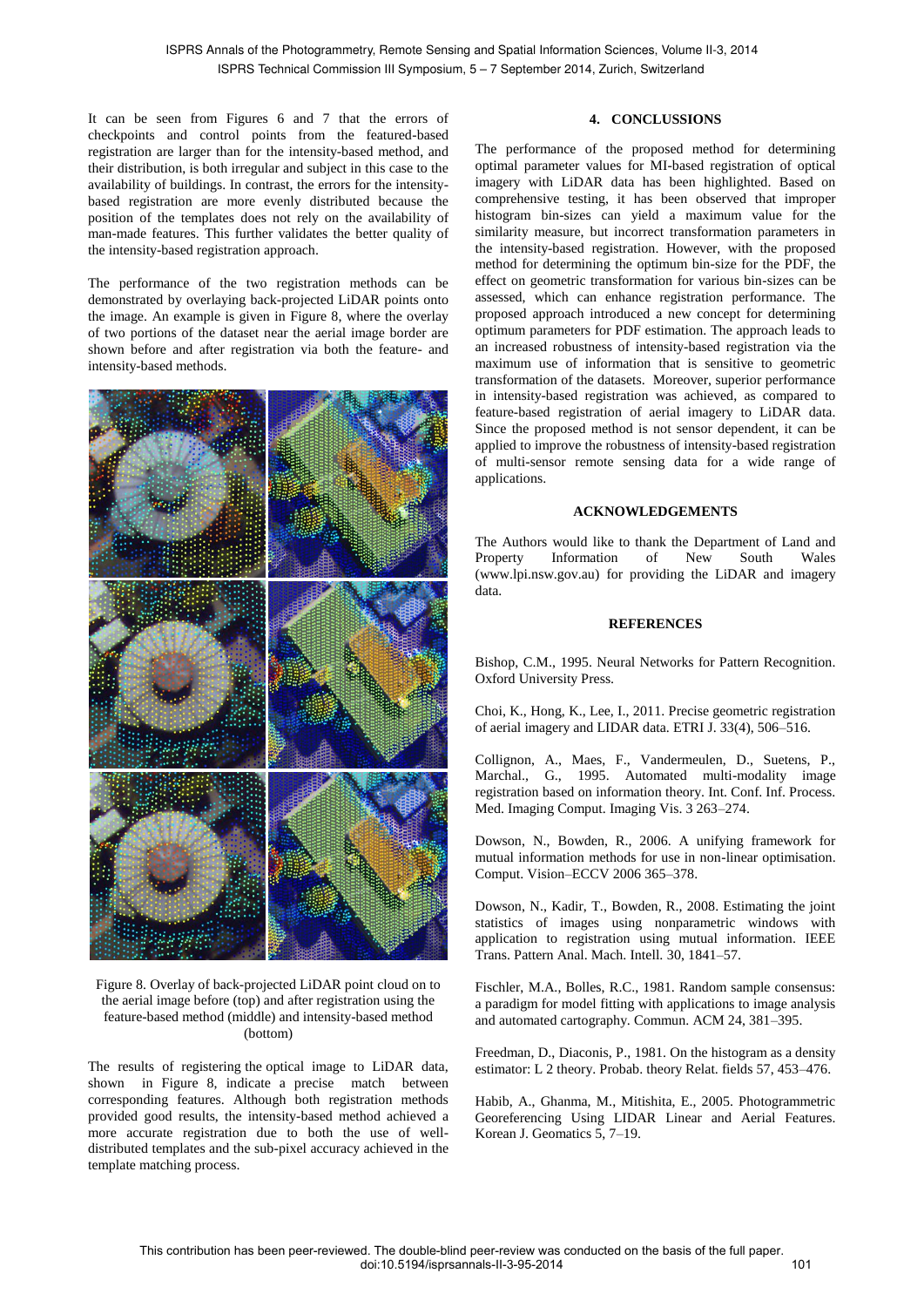It can be seen from Figures 6 and 7 that the errors of checkpoints and control points from the featured-based registration are larger than for the intensity-based method, and their distribution, is both irregular and subject in this case to the availability of buildings. In contrast, the errors for the intensity-based registration are more evenly distributed because the position of the templates does not rely on the availability of man-made features. This further validates the better quality of the intensity-based registration approach.

The performance of the two registration methods can be demonstrated by overlaying back-projected LiDAR points onto the image. An example is given in Figure 8, where the overlay of two portions of the dataset near the aerial image border are shown before and after registration via both the feature- and intensity-based methods.

Figure 8. Overlay of back-projected LiDAR point cloud on to the aerial image before (top) and after registration using the feature-based method (middle) and intensity-based method (bottom)

The results of registering the optical image to LiDAR data, shown in Figure 8, indicate a precise match between corresponding features. Although both registration methods provided good results, the intensity-based method achieved a more accurate registration due to both the use of well-distributed templates and the sub-pixel accuracy achieved in the template matching process.

## 4. CONCLUSSIONS

The performance of the proposed method for determining optimal parameter values for MI-based registration of optical imagery with LiDAR data has been highlighted. Based on comprehensive testing, it has been observed that improper histogram bin-sizes can yield a maximum value for the similarity measure, but incorrect transformation parameters in the intensity-based registration. However, with the proposed method for determining the optimum bin-size for the PDF, the effect on geometric transformation for various bin-sizes can be assessed, which can enhance registration performance. The proposed approach introduced a new concept for determining optimum parameters for PDF estimation. The approach leads to an increased robustness of intensity-based registration via the maximum use of information that is sensitive to geometric transformation of the datasets. Moreover, superior performance in intensity-based registration was achieved, as compared to feature-based registration of aerial imagery to LiDAR data. Since the proposed method is not sensor dependent, it can be applied to improve the robustness of intensity-based registration of multi-sensor remote sensing data for a wide range of applications.

## ACKNOWLEDGEMENTS

The Authors would like to thank the Department of Land and Property Information of New South Wales (www.lpi.nsw.gov.au) for providing the LiDAR and imagery data.

## REFERENCES

Bishop, C.M., 1995. Neural Networks for Pattern Recognition. Oxford University Press.

Choi, K., Hong, K., Lee, I., 2011. Precise geometric registration of aerial imagery and LIDAR data. ETRI J. 33(4), 506–516.

Collignon, A., Maes, F., Vandermeulen, D., Suetens, P., Marchal., G., 1995. Automated multi-modality image registration based on information theory. Int. Conf. Inf. Process. Med. Imaging Comput. Imaging Vis. 3 263–274.

Dowson, N., Bowden, R., 2006. A unifying framework for mutual information methods for use in non-linear optimisation. Comput. Vision–ECCV 2006 365–378.

Dowson, N., Kadir, T., Bowden, R., 2008. Estimating the joint statistics of images using nonparametric windows with application to registration using mutual information. IEEE Trans. Pattern Anal. Mach. Intell. 30, 1841–57.

Fischler, M.A., Bolles, R.C., 1981. Random sample consensus: a paradigm for model fitting with applications to image analysis and automated cartography. Commun. ACM 24, 381–395.

Freedman, D., Diaconis, P., 1981. On the histogram as a density estimator: L 2 theory. Probab. theory Relat. fields 57, 453–476.

Habib, A., Ghanma, M., Mitishita, E., 2005. Photogrammetric Georeferencing Using LIDAR Linear and Aerial Features. Korean J. Geomatics 5, 7–19.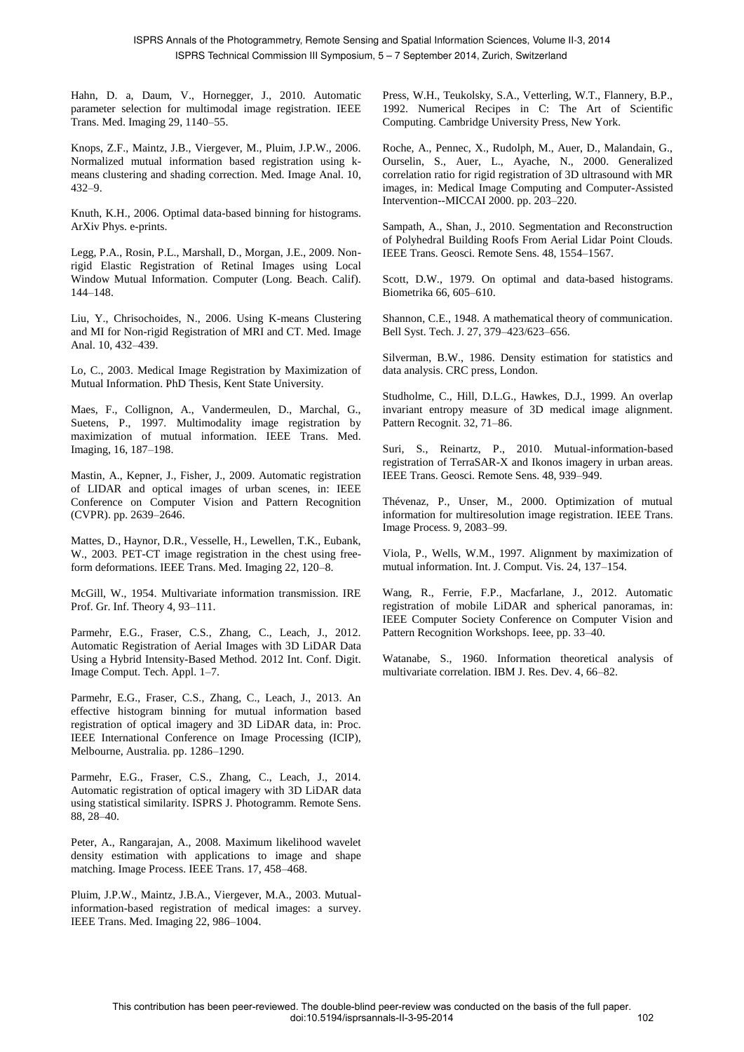Hahn, D. a, Daum, V., Hornegger, J., 2010. Automatic parameter selection for multimodal image registration. IEEE Trans. Med. Imaging 29, 1140–55.

Knops, Z.F., Maintz, J.B., Viergever, M., Pluim, J.P.W., 2006. Normalized mutual information based registration using k-means clustering and shading correction. Med. Image Anal. 10, 432–9.

Knuth, K.H., 2006. Optimal data-based binning for histograms. ArXiv Phys. e-prints.

Legg, P.A., Rosin, P.L., Marshall, D., Morgan, J.E., 2009. Non-rigid Elastic Registration of Retinal Images using Local Window Mutual Information. Computer (Long. Beach. Calif). 144–148.

Liu, Y., Chrisochoides, N., 2006. Using K-means Clustering and MI for Non-rigid Registration of MRI and CT. Med. Image Anal. 10, 432–439.

Lo, C., 2003. Medical Image Registration by Maximization of Mutual Information. PhD Thesis, Kent State University.

Maes, F., Collignon, A., Vandermeulen, D., Marchal, G., Suetens, P., 1997. Multimodality image registration by maximization of mutual information. IEEE Trans. Med. Imaging, 16, 187–198.

Mastin, A., Kepner, J., Fisher, J., 2009. Automatic registration of LIDAR and optical images of urban scenes, in: IEEE Conference on Computer Vision and Pattern Recognition (CVPR). pp. 2639–2646.

Mattes, D., Haynor, D.R., Vesselle, H., Lewellen, T.K., Eubank, W., 2003. PET-CT image registration in the chest using free-form deformations. IEEE Trans. Med. Imaging 22, 120–8.

McGill, W., 1954. Multivariate information transmission. IRE Prof. Gr. Inf. Theory 4, 93–111.

Parmehr, E.G., Fraser, C.S., Zhang, C., Leach, J., 2012. Automatic Registration of Aerial Images with 3D LiDAR Data Using a Hybrid Intensity-Based Method. 2012 Int. Conf. Digit. Image Comput. Tech. Appl. 1–7.

Parmehr, E.G., Fraser, C.S., Zhang, C., Leach, J., 2013. An effective histogram binning for mutual information based registration of optical imagery and 3D LiDAR data, in: Proc. IEEE International Conference on Image Processing (ICIP), Melbourne, Australia. pp. 1286–1290.

Parmehr, E.G., Fraser, C.S., Zhang, C., Leach, J., 2014. Automatic registration of optical imagery with 3D LiDAR data using statistical similarity. ISPRS J. Photogramm. Remote Sens. 88, 28–40.

Peter, A., Rangarajan, A., 2008. Maximum likelihood wavelet density estimation with applications to image and shape matching. Image Process. IEEE Trans. 17, 458–468.

Pluim, J.P.W., Maintz, J.B.A., Viergever, M.A., 2003. Mutual-information-based registration of medical images: a survey. IEEE Trans. Med. Imaging 22, 986–1004.

Press, W.H., Teukolsky, S.A., Vetterling, W.T., Flannery, B.P., 1992. Numerical Recipes in C: The Art of Scientific Computing. Cambridge University Press, New York.

Roche, A., Pennec, X., Rudolph, M., Auer, D., Malandain, G., Ourselin, S., Auer, L., Ayache, N., 2000. Generalized correlation ratio for rigid registration of 3D ultrasound with MR images, in: Medical Image Computing and Computer-Assisted Intervention--MICCAI 2000. pp. 203–220.

Sampath, A., Shan, J., 2010. Segmentation and Reconstruction of Polyhedral Building Roofs From Aerial Lidar Point Clouds. IEEE Trans. Geosci. Remote Sens. 48, 1554–1567.

Scott, D.W., 1979. On optimal and data-based histograms. Biometrika 66, 605–610.

Shannon, C.E., 1948. A mathematical theory of communication. Bell Syst. Tech. J. 27, 379–423/623–656.

Silverman, B.W., 1986. Density estimation for statistics and data analysis. CRC press, London.

Studholme, C., Hill, D.L.G., Hawkes, D.J., 1999. An overlap invariant entropy measure of 3D medical image alignment. Pattern Recognit. 32, 71–86.

Suri, S., Reinartz, P., 2010. Mutual-information-based registration of TerraSAR-X and Ikonos imagery in urban areas. IEEE Trans. Geosci. Remote Sens. 48, 939–949.

Thévenaz, P., Unser, M., 2000. Optimization of mutual information for multiresolution image registration. IEEE Trans. Image Process. 9, 2083–99.

Viola, P., Wells, W.M., 1997. Alignment by maximization of mutual information. Int. J. Comput. Vis. 24, 137–154.

Wang, R., Ferrie, F.P., Macfarlane, J., 2012. Automatic registration of mobile LiDAR and spherical panoramas, in: IEEE Computer Society Conference on Computer Vision and Pattern Recognition Workshops. Ieee, pp. 33–40.

Watanabe, S., 1960. Information theoretical analysis of multivariate correlation. IBM J. Res. Dev. 4, 66–82.

This contribution has been peer-reviewed. The double-blind peer-review was conducted on the basis of the full paper.
doi:10.5194/isprsannals-II-3-95-2014